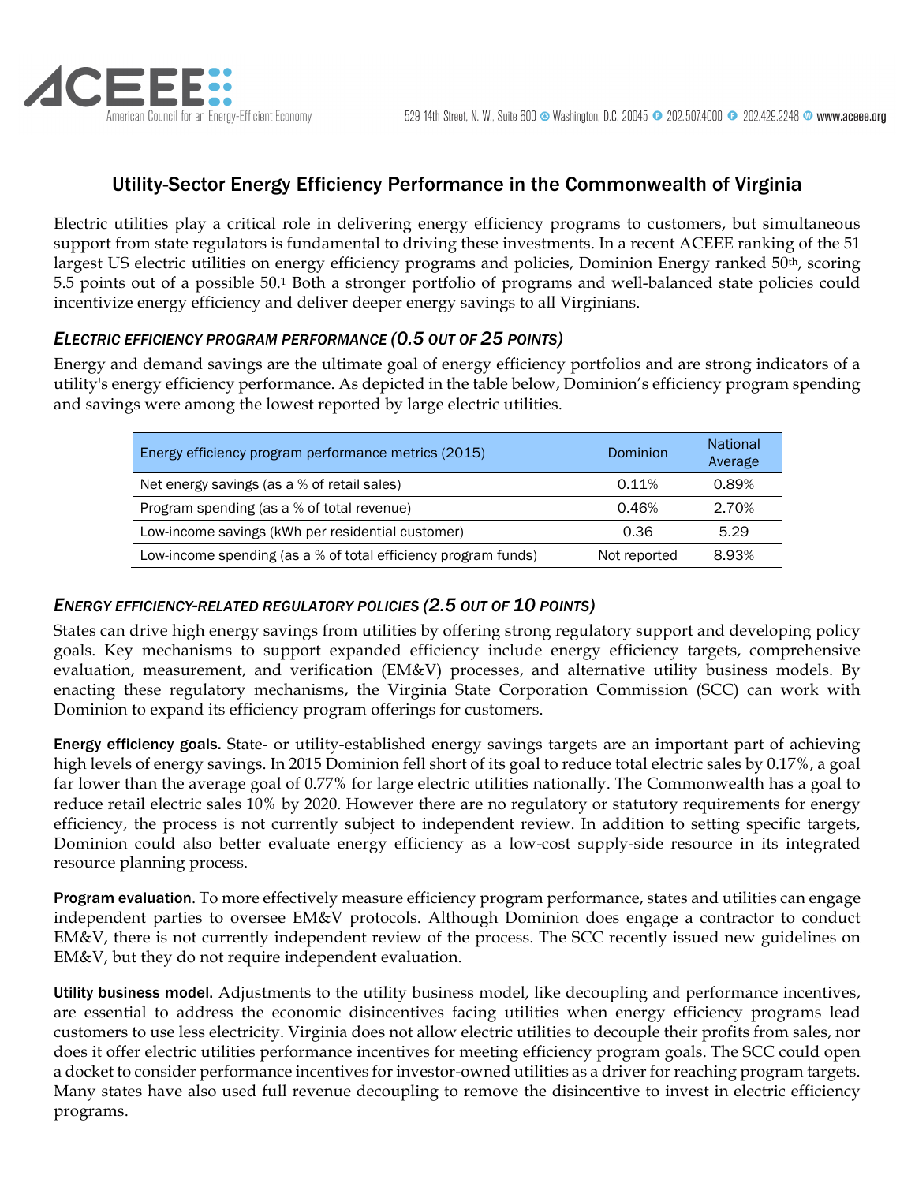ACEEE American Council for an Energy-Efficient Economy

529 14th Street, N. W., Suite 600 Washington, D.C. 20045 202.507.4000 202.429.2248 www.aceee.org

# Utility-Sector Energy Efficiency Performance in the Commonwealth of Virginia

Electric utilities play a critical role in delivering energy efficiency programs to customers, but simultaneous support from state regulators is fundamental to driving these investments. In a recent ACEEE ranking of the 51 largest US electric utilities on energy efficiency programs and policies, Dominion Energy ranked 50th, scoring 5.5 points out of a possible 50.[1] Both a stronger portfolio of programs and well-balanced state policies could incentivize energy efficiency and deliver deeper energy savings to all Virginians.

## *ELECTRIC EFFICIENCY PROGRAM PERFORMANCE (0.5 OUT OF 25 POINTS)*

Energy and demand savings are the ultimate goal of energy efficiency portfolios and are strong indicators of a utility's energy efficiency performance. As depicted in the table below, Dominion's efficiency program spending and savings were among the lowest reported by large electric utilities.

| Energy efficiency program performance metrics (2015) | Dominion | National Average |
|---|---|---|
| Net energy savings (as a % of retail sales) | 0.11% | 0.89% |
| Program spending (as a % of total revenue) | 0.46% | 2.70% |
| Low-income savings (kWh per residential customer) | 0.36 | 5.29 |
| Low-income spending (as a % of total efficiency program funds) | Not reported | 8.93% |

## *ENERGY EFFICIENCY-RELATED REGULATORY POLICIES (2.5 OUT OF 10 POINTS)*

States can drive high energy savings from utilities by offering strong regulatory support and developing policy goals. Key mechanisms to support expanded efficiency include energy efficiency targets, comprehensive evaluation, measurement, and verification (EM&V) processes, and alternative utility business models. By enacting these regulatory mechanisms, the Virginia State Corporation Commission (SCC) can work with Dominion to expand its efficiency program offerings for customers.

**Energy efficiency goals.** State- or utility-established energy savings targets are an important part of achieving high levels of energy savings. In 2015 Dominion fell short of its goal to reduce total electric sales by 0.17%, a goal far lower than the average goal of 0.77% for large electric utilities nationally. The Commonwealth has a goal to reduce retail electric sales 10% by 2020. However there are no regulatory or statutory requirements for energy efficiency, the process is not currently subject to independent review. In addition to setting specific targets, Dominion could also better evaluate energy efficiency as a low-cost supply-side resource in its integrated resource planning process.

**Program evaluation**. To more effectively measure efficiency program performance, states and utilities can engage independent parties to oversee EM&V protocols. Although Dominion does engage a contractor to conduct EM&V, there is not currently independent review of the process. The SCC recently issued new guidelines on EM&V, but they do not require independent evaluation.

**Utility business model.** Adjustments to the utility business model, like decoupling and performance incentives, are essential to address the economic disincentives facing utilities when energy efficiency programs lead customers to use less electricity. Virginia does not allow electric utilities to decouple their profits from sales, nor does it offer electric utilities performance incentives for meeting efficiency program goals. The SCC could open a docket to consider performance incentives for investor-owned utilities as a driver for reaching program targets. Many states have also used full revenue decoupling to remove the disincentive to invest in electric efficiency programs.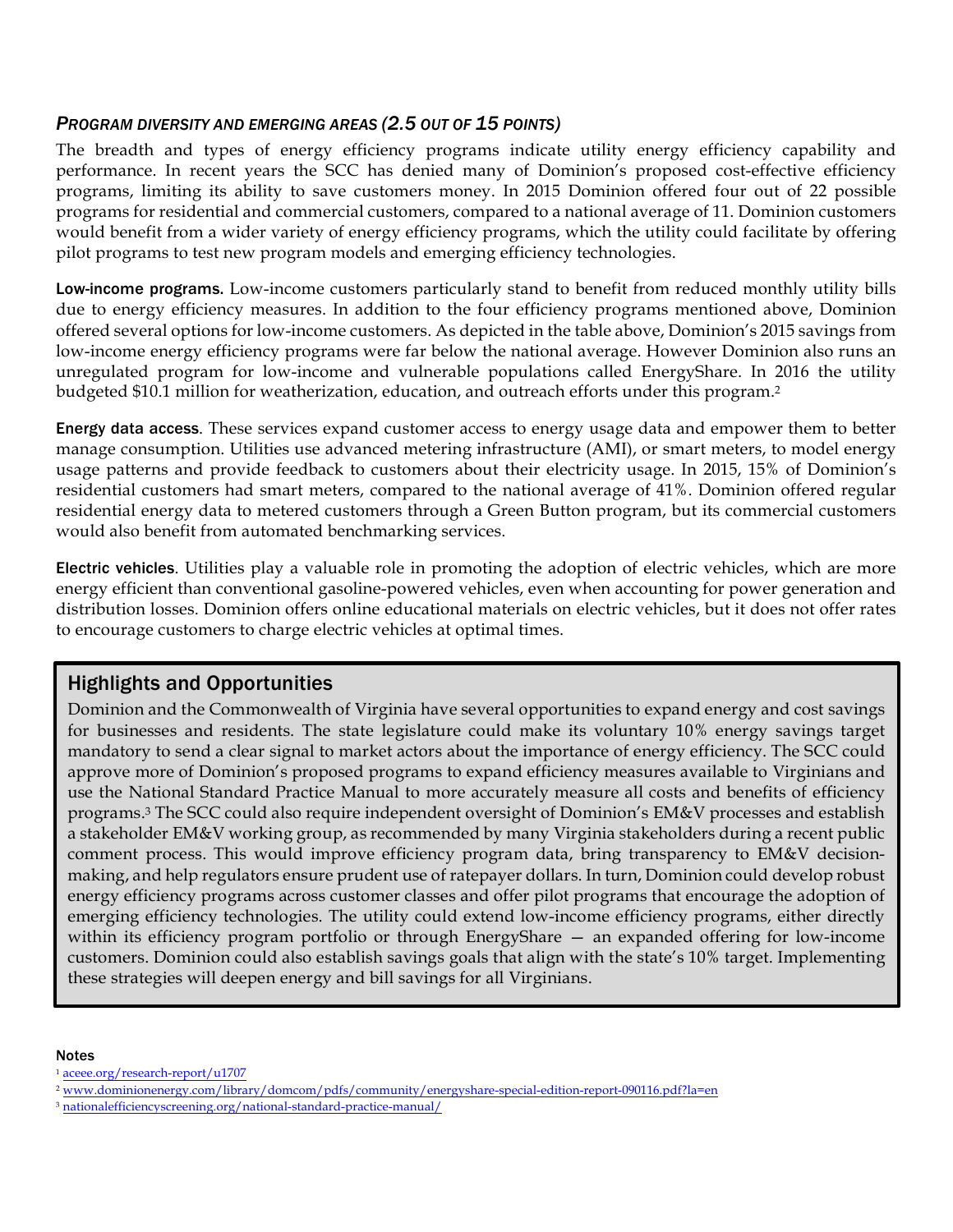### *PROGRAM DIVERSITY AND EMERGING AREAS (2.5 OUT OF 15 POINTS)*

The breadth and types of energy efficiency programs indicate utility energy efficiency capability and performance. In recent years the SCC has denied many of Dominion's proposed cost-effective efficiency programs, limiting its ability to save customers money. In 2015 Dominion offered four out of 22 possible programs for residential and commercial customers, compared to a national average of 11. Dominion customers would benefit from a wider variety of energy efficiency programs, which the utility could facilitate by offering pilot programs to test new program models and emerging efficiency technologies.

**Low-income programs.** Low-income customers particularly stand to benefit from reduced monthly utility bills due to energy efficiency measures. In addition to the four efficiency programs mentioned above, Dominion offered several options for low-income customers. As depicted in the table above, Dominion's 2015 savings from low-income energy efficiency programs were far below the national average. However Dominion also runs an unregulated program for low-income and vulnerable populations called EnergyShare. In 2016 the utility budgeted $10.1 million for weatherization, education, and outreach efforts under this program.[2]

**Energy data access**. These services expand customer access to energy usage data and empower them to better manage consumption. Utilities use advanced metering infrastructure (AMI), or smart meters, to model energy usage patterns and provide feedback to customers about their electricity usage. In 2015, 15% of Dominion's residential customers had smart meters, compared to the national average of 41%. Dominion offered regular residential energy data to metered customers through a Green Button program, but its commercial customers would also benefit from automated benchmarking services.

**Electric vehicles**. Utilities play a valuable role in promoting the adoption of electric vehicles, which are more energy efficient than conventional gasoline-powered vehicles, even when accounting for power generation and distribution losses. Dominion offers online educational materials on electric vehicles, but it does not offer rates to encourage customers to charge electric vehicles at optimal times.

## Highlights and Opportunities

Dominion and the Commonwealth of Virginia have several opportunities to expand energy and cost savings for businesses and residents. The state legislature could make its voluntary 10% energy savings target mandatory to send a clear signal to market actors about the importance of energy efficiency. The SCC could approve more of Dominion's proposed programs to expand efficiency measures available to Virginians and use the National Standard Practice Manual to more accurately measure all costs and benefits of efficiency programs.[3] The SCC could also require independent oversight of Dominion's EM&V processes and establish a stakeholder EM&V working group, as recommended by many Virginia stakeholders during a recent public comment process. This would improve efficiency program data, bring transparency to EM&V decision-making, and help regulators ensure prudent use of ratepayer dollars. In turn, Dominion could develop robust energy efficiency programs across customer classes and offer pilot programs that encourage the adoption of emerging efficiency technologies. The utility could extend low-income efficiency programs, either directly within its efficiency program portfolio or through EnergyShare — an expanded offering for low-income customers. Dominion could also establish savings goals that align with the state's 10% target. Implementing these strategies will deepen energy and bill savings for all Virginians.

**Notes**

[1] aceee.org/research-report/u1707

[2] www.dominionenergy.com/library/domcom/pdfs/community/energyshare-special-edition-report-090116.pdf?la=en

[3] nationalefficiencyscreening.org/national-standard-practice-manual/